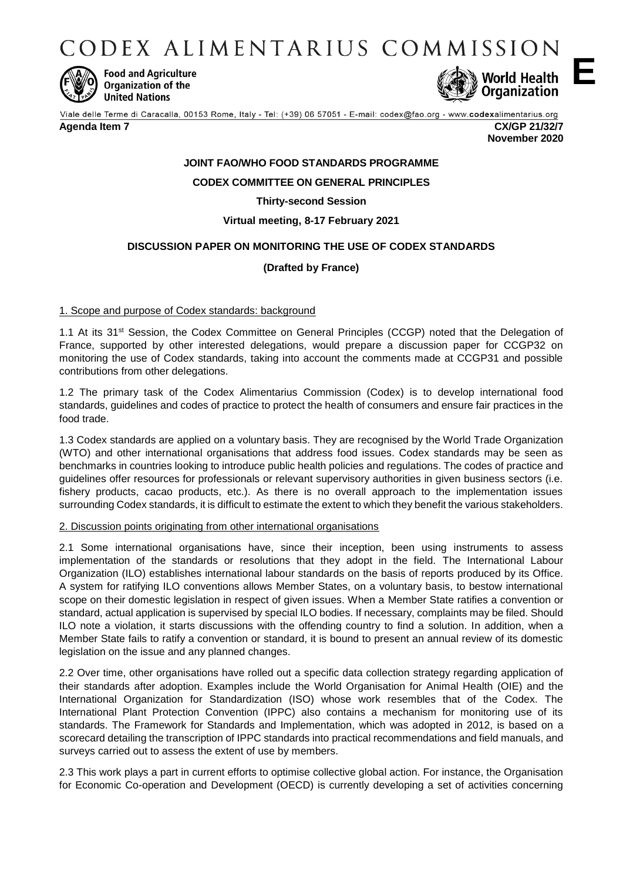# CODEX ALIMENTARIUS COMMISSION

Food and Agriculture Organization of the United Nations

World Health Organization

**E**

Viale delle Terme di Caracalla, 00153 Rome, Italy - Tel: (+39) 06 57051 - E-mail: codex@fao.org - www.codexalimentarius.org

**Agenda Item 7** **CX/GP 21/32/7**
**November 2020**

**JOINT FAO/WHO FOOD STANDARDS PROGRAMME**

**CODEX COMMITTEE ON GENERAL PRINCIPLES**

**Thirty-second Session**

**Virtual meeting, 8-17 February 2021**

**DISCUSSION PAPER ON MONITORING THE USE OF CODEX STANDARDS**

**(Drafted by France)**

1. Scope and purpose of Codex standards: background

1.1 At its 31st Session, the Codex Committee on General Principles (CCGP) noted that the Delegation of France, supported by other interested delegations, would prepare a discussion paper for CCGP32 on monitoring the use of Codex standards, taking into account the comments made at CCGP31 and possible contributions from other delegations.

1.2 The primary task of the Codex Alimentarius Commission (Codex) is to develop international food standards, guidelines and codes of practice to protect the health of consumers and ensure fair practices in the food trade.

1.3 Codex standards are applied on a voluntary basis. They are recognised by the World Trade Organization (WTO) and other international organisations that address food issues. Codex standards may be seen as benchmarks in countries looking to introduce public health policies and regulations. The codes of practice and guidelines offer resources for professionals or relevant supervisory authorities in given business sectors (i.e. fishery products, cacao products, etc.). As there is no overall approach to the implementation issues surrounding Codex standards, it is difficult to estimate the extent to which they benefit the various stakeholders.

2. Discussion points originating from other international organisations

2.1 Some international organisations have, since their inception, been using instruments to assess implementation of the standards or resolutions that they adopt in the field. The International Labour Organization (ILO) establishes international labour standards on the basis of reports produced by its Office. A system for ratifying ILO conventions allows Member States, on a voluntary basis, to bestow international scope on their domestic legislation in respect of given issues. When a Member State ratifies a convention or standard, actual application is supervised by special ILO bodies. If necessary, complaints may be filed. Should ILO note a violation, it starts discussions with the offending country to find a solution. In addition, when a Member State fails to ratify a convention or standard, it is bound to present an annual review of its domestic legislation on the issue and any planned changes.

2.2 Over time, other organisations have rolled out a specific data collection strategy regarding application of their standards after adoption. Examples include the World Organisation for Animal Health (OIE) and the International Organization for Standardization (ISO) whose work resembles that of the Codex. The International Plant Protection Convention (IPPC) also contains a mechanism for monitoring use of its standards. The Framework for Standards and Implementation, which was adopted in 2012, is based on a scorecard detailing the transcription of IPPC standards into practical recommendations and field manuals, and surveys carried out to assess the extent of use by members.

2.3 This work plays a part in current efforts to optimise collective global action. For instance, the Organisation for Economic Co-operation and Development (OECD) is currently developing a set of activities concerning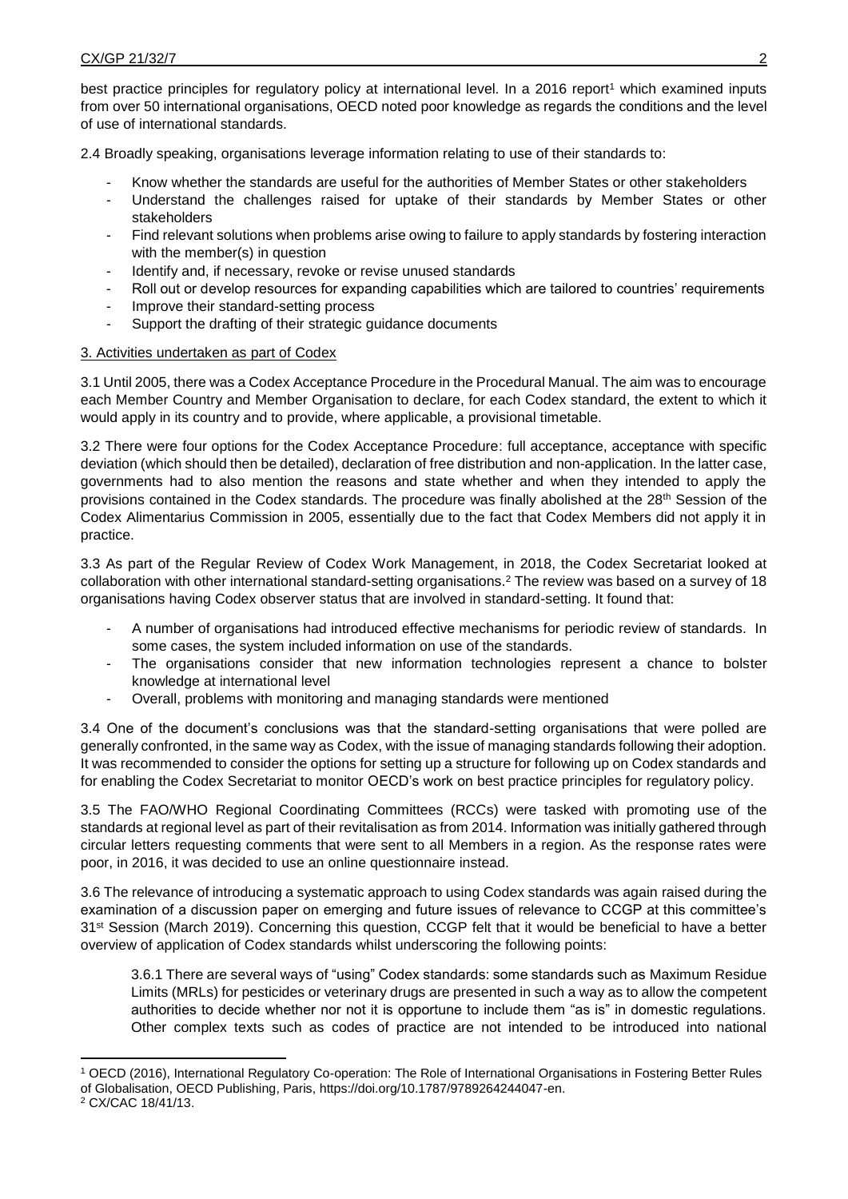best practice principles for regulatory policy at international level. In a 2016 report[1] which examined inputs from over 50 international organisations, OECD noted poor knowledge as regards the conditions and the level of use of international standards.

2.4 Broadly speaking, organisations leverage information relating to use of their standards to:

- Know whether the standards are useful for the authorities of Member States or other stakeholders
- Understand the challenges raised for uptake of their standards by Member States or other stakeholders
- Find relevant solutions when problems arise owing to failure to apply standards by fostering interaction with the member(s) in question
- Identify and, if necessary, revoke or revise unused standards
- Roll out or develop resources for expanding capabilities which are tailored to countries' requirements
- Improve their standard-setting process
- Support the drafting of their strategic guidance documents

3. Activities undertaken as part of Codex

3.1 Until 2005, there was a Codex Acceptance Procedure in the Procedural Manual. The aim was to encourage each Member Country and Member Organisation to declare, for each Codex standard, the extent to which it would apply in its country and to provide, where applicable, a provisional timetable.

3.2 There were four options for the Codex Acceptance Procedure: full acceptance, acceptance with specific deviation (which should then be detailed), declaration of free distribution and non-application. In the latter case, governments had to also mention the reasons and state whether and when they intended to apply the provisions contained in the Codex standards. The procedure was finally abolished at the 28th Session of the Codex Alimentarius Commission in 2005, essentially due to the fact that Codex Members did not apply it in practice.

3.3 As part of the Regular Review of Codex Work Management, in 2018, the Codex Secretariat looked at collaboration with other international standard-setting organisations.[2] The review was based on a survey of 18 organisations having Codex observer status that are involved in standard-setting. It found that:

- A number of organisations had introduced effective mechanisms for periodic review of standards. In some cases, the system included information on use of the standards.
- The organisations consider that new information technologies represent a chance to bolster knowledge at international level
- Overall, problems with monitoring and managing standards were mentioned

3.4 One of the document's conclusions was that the standard-setting organisations that were polled are generally confronted, in the same way as Codex, with the issue of managing standards following their adoption. It was recommended to consider the options for setting up a structure for following up on Codex standards and for enabling the Codex Secretariat to monitor OECD's work on best practice principles for regulatory policy.

3.5 The FAO/WHO Regional Coordinating Committees (RCCs) were tasked with promoting use of the standards at regional level as part of their revitalisation as from 2014. Information was initially gathered through circular letters requesting comments that were sent to all Members in a region. As the response rates were poor, in 2016, it was decided to use an online questionnaire instead.

3.6 The relevance of introducing a systematic approach to using Codex standards was again raised during the examination of a discussion paper on emerging and future issues of relevance to CCGP at this committee's 31st Session (March 2019). Concerning this question, CCGP felt that it would be beneficial to have a better overview of application of Codex standards whilst underscoring the following points:

> 3.6.1 There are several ways of "using" Codex standards: some standards such as Maximum Residue Limits (MRLs) for pesticides or veterinary drugs are presented in such a way as to allow the competent authorities to decide whether nor not it is opportune to include them "as is" in domestic regulations. Other complex texts such as codes of practice are not intended to be introduced into national

---

[1] OECD (2016), International Regulatory Co-operation: The Role of International Organisations in Fostering Better Rules of Globalisation, OECD Publishing, Paris, https://doi.org/10.1787/9789264244047-en.

[2] CX/CAC 18/41/13.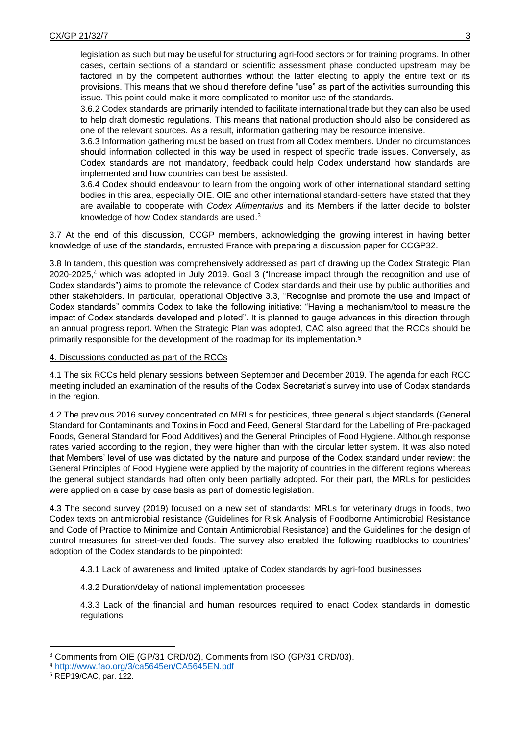legislation as such but may be useful for structuring agri-food sectors or for training programs. In other cases, certain sections of a standard or scientific assessment phase conducted upstream may be factored in by the competent authorities without the latter electing to apply the entire text or its provisions. This means that we should therefore define "use" as part of the activities surrounding this issue. This point could make it more complicated to monitor use of the standards.

3.6.2 Codex standards are primarily intended to facilitate international trade but they can also be used to help draft domestic regulations. This means that national production should also be considered as one of the relevant sources. As a result, information gathering may be resource intensive.

3.6.3 Information gathering must be based on trust from all Codex members. Under no circumstances should information collected in this way be used in respect of specific trade issues. Conversely, as Codex standards are not mandatory, feedback could help Codex understand how standards are implemented and how countries can best be assisted.

3.6.4 Codex should endeavour to learn from the ongoing work of other international standard setting bodies in this area, especially OIE. OIE and other international standard-setters have stated that they are available to cooperate with *Codex Alimentarius* and its Members if the latter decide to bolster knowledge of how Codex standards are used.[3]

3.7 At the end of this discussion, CCGP members, acknowledging the growing interest in having better knowledge of use of the standards, entrusted France with preparing a discussion paper for CCGP32.

3.8 In tandem, this question was comprehensively addressed as part of drawing up the Codex Strategic Plan 2020-2025,[4] which was adopted in July 2019. Goal 3 ("Increase impact through the recognition and use of Codex standards") aims to promote the relevance of Codex standards and their use by public authorities and other stakeholders. In particular, operational Objective 3.3, "Recognise and promote the use and impact of Codex standards" commits Codex to take the following initiative: "Having a mechanism/tool to measure the impact of Codex standards developed and piloted". It is planned to gauge advances in this direction through an annual progress report. When the Strategic Plan was adopted, CAC also agreed that the RCCs should be primarily responsible for the development of the roadmap for its implementation.[5]

4. Discussions conducted as part of the RCCs

4.1 The six RCCs held plenary sessions between September and December 2019. The agenda for each RCC meeting included an examination of the results of the Codex Secretariat's survey into use of Codex standards in the region.

4.2 The previous 2016 survey concentrated on MRLs for pesticides, three general subject standards (General Standard for Contaminants and Toxins in Food and Feed, General Standard for the Labelling of Pre-packaged Foods, General Standard for Food Additives) and the General Principles of Food Hygiene. Although response rates varied according to the region, they were higher than with the circular letter system. It was also noted that Members' level of use was dictated by the nature and purpose of the Codex standard under review: the General Principles of Food Hygiene were applied by the majority of countries in the different regions whereas the general subject standards had often only been partially adopted. For their part, the MRLs for pesticides were applied on a case by case basis as part of domestic legislation.

4.3 The second survey (2019) focused on a new set of standards: MRLs for veterinary drugs in foods, two Codex texts on antimicrobial resistance (Guidelines for Risk Analysis of Foodborne Antimicrobial Resistance and Code of Practice to Minimize and Contain Antimicrobial Resistance) and the Guidelines for the design of control measures for street-vended foods. The survey also enabled the following roadblocks to countries' adoption of the Codex standards to be pinpointed:

4.3.1 Lack of awareness and limited uptake of Codex standards by agri-food businesses

4.3.2 Duration/delay of national implementation processes

4.3.3 Lack of the financial and human resources required to enact Codex standards in domestic regulations

---

[3] Comments from OIE (GP/31 CRD/02), Comments from ISO (GP/31 CRD/03).

[4] http://www.fao.org/3/ca5645en/CA5645EN.pdf

[5] REP19/CAC, par. 122.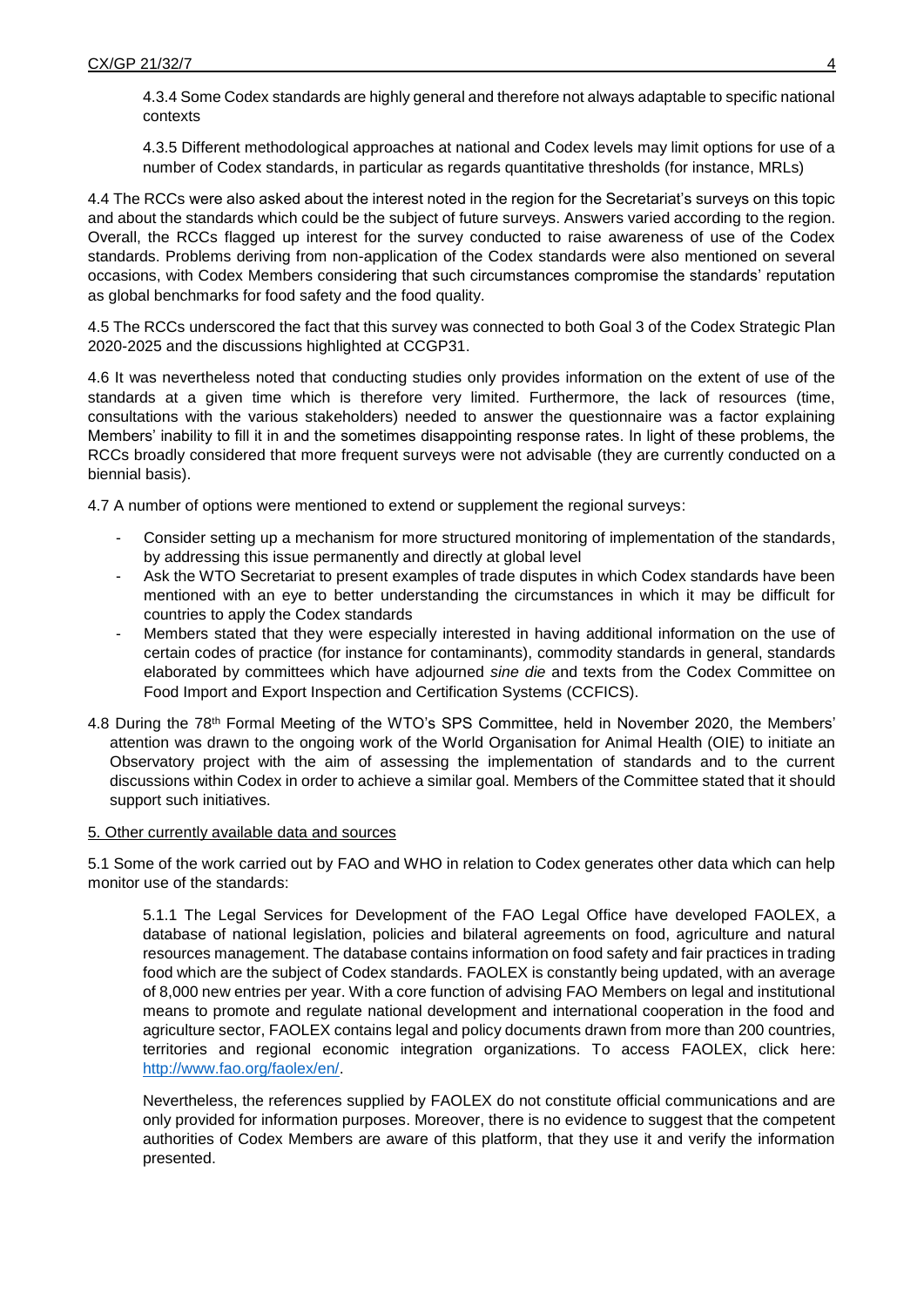4.3.4 Some Codex standards are highly general and therefore not always adaptable to specific national contexts

4.3.5 Different methodological approaches at national and Codex levels may limit options for use of a number of Codex standards, in particular as regards quantitative thresholds (for instance, MRLs)

4.4 The RCCs were also asked about the interest noted in the region for the Secretariat's surveys on this topic and about the standards which could be the subject of future surveys. Answers varied according to the region. Overall, the RCCs flagged up interest for the survey conducted to raise awareness of use of the Codex standards. Problems deriving from non-application of the Codex standards were also mentioned on several occasions, with Codex Members considering that such circumstances compromise the standards' reputation as global benchmarks for food safety and the food quality.

4.5 The RCCs underscored the fact that this survey was connected to both Goal 3 of the Codex Strategic Plan 2020-2025 and the discussions highlighted at CCGP31.

4.6 It was nevertheless noted that conducting studies only provides information on the extent of use of the standards at a given time which is therefore very limited. Furthermore, the lack of resources (time, consultations with the various stakeholders) needed to answer the questionnaire was a factor explaining Members' inability to fill it in and the sometimes disappointing response rates. In light of these problems, the RCCs broadly considered that more frequent surveys were not advisable (they are currently conducted on a biennial basis).

4.7 A number of options were mentioned to extend or supplement the regional surveys:

- Consider setting up a mechanism for more structured monitoring of implementation of the standards, by addressing this issue permanently and directly at global level
- Ask the WTO Secretariat to present examples of trade disputes in which Codex standards have been mentioned with an eye to better understanding the circumstances in which it may be difficult for countries to apply the Codex standards
- Members stated that they were especially interested in having additional information on the use of certain codes of practice (for instance for contaminants), commodity standards in general, standards elaborated by committees which have adjourned *sine die* and texts from the Codex Committee on Food Import and Export Inspection and Certification Systems (CCFICS).

4.8 During the 78th Formal Meeting of the WTO's SPS Committee, held in November 2020, the Members' attention was drawn to the ongoing work of the World Organisation for Animal Health (OIE) to initiate an Observatory project with the aim of assessing the implementation of standards and to the current discussions within Codex in order to achieve a similar goal. Members of the Committee stated that it should support such initiatives.

5. Other currently available data and sources

5.1 Some of the work carried out by FAO and WHO in relation to Codex generates other data which can help monitor use of the standards:

5.1.1 The Legal Services for Development of the FAO Legal Office have developed FAOLEX, a database of national legislation, policies and bilateral agreements on food, agriculture and natural resources management. The database contains information on food safety and fair practices in trading food which are the subject of Codex standards. FAOLEX is constantly being updated, with an average of 8,000 new entries per year. With a core function of advising FAO Members on legal and institutional means to promote and regulate national development and international cooperation in the food and agriculture sector, FAOLEX contains legal and policy documents drawn from more than 200 countries, territories and regional economic integration organizations. To access FAOLEX, click here: http://www.fao.org/faolex/en/.

Nevertheless, the references supplied by FAOLEX do not constitute official communications and are only provided for information purposes. Moreover, there is no evidence to suggest that the competent authorities of Codex Members are aware of this platform, that they use it and verify the information presented.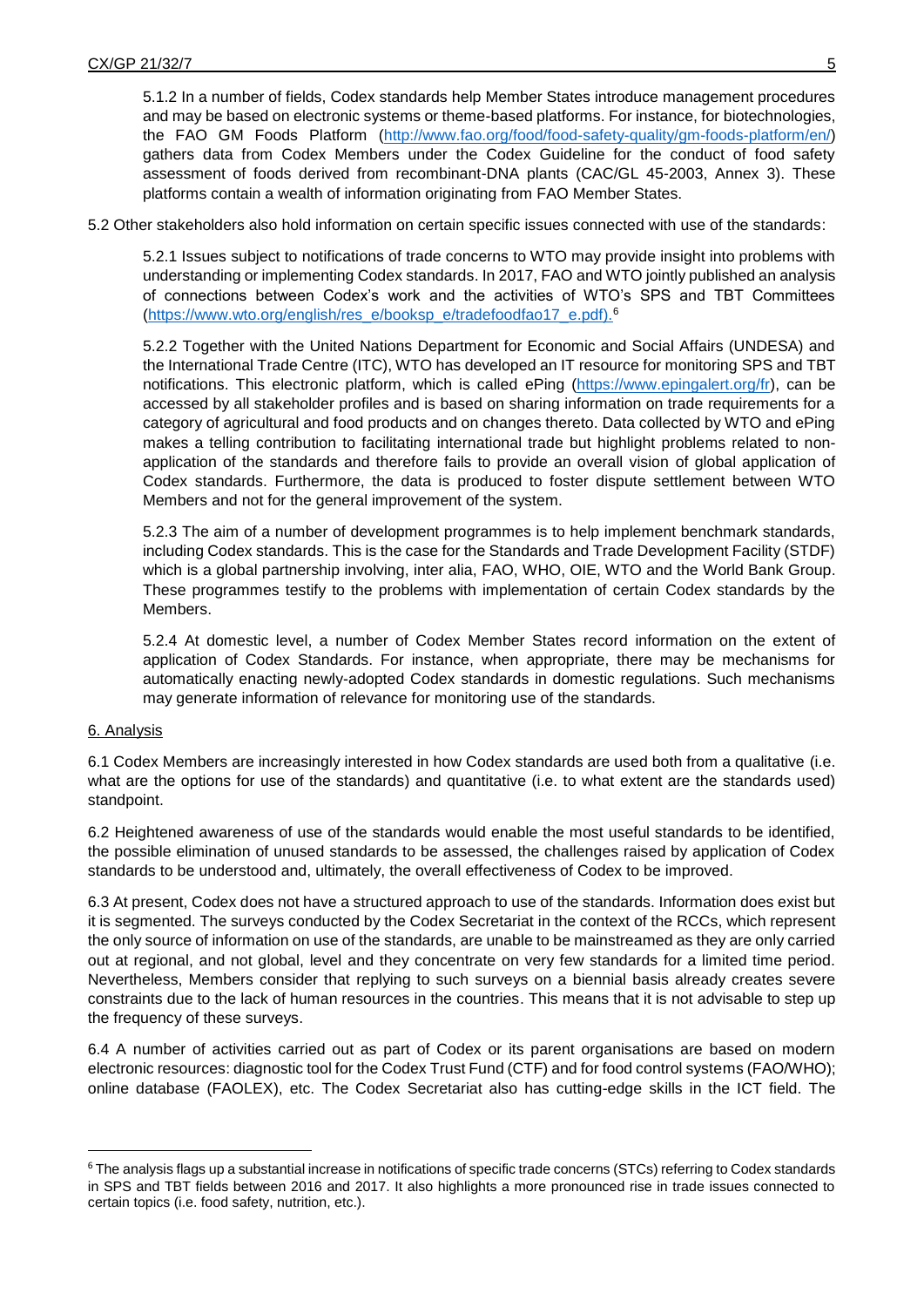5.1.2 In a number of fields, Codex standards help Member States introduce management procedures and may be based on electronic systems or theme-based platforms. For instance, for biotechnologies, the FAO GM Foods Platform (http://www.fao.org/food/food-safety-quality/gm-foods-platform/en/) gathers data from Codex Members under the Codex Guideline for the conduct of food safety assessment of foods derived from recombinant-DNA plants (CAC/GL 45-2003, Annex 3). These platforms contain a wealth of information originating from FAO Member States.

5.2 Other stakeholders also hold information on certain specific issues connected with use of the standards:

5.2.1 Issues subject to notifications of trade concerns to WTO may provide insight into problems with understanding or implementing Codex standards. In 2017, FAO and WTO jointly published an analysis of connections between Codex's work and the activities of WTO's SPS and TBT Committees (https://www.wto.org/english/res_e/booksp_e/tradefoodfao17_e.pdf).[6]

5.2.2 Together with the United Nations Department for Economic and Social Affairs (UNDESA) and the International Trade Centre (ITC), WTO has developed an IT resource for monitoring SPS and TBT notifications. This electronic platform, which is called ePing (https://www.epingalert.org/fr), can be accessed by all stakeholder profiles and is based on sharing information on trade requirements for a category of agricultural and food products and on changes thereto. Data collected by WTO and ePing makes a telling contribution to facilitating international trade but highlight problems related to non-application of the standards and therefore fails to provide an overall vision of global application of Codex standards. Furthermore, the data is produced to foster dispute settlement between WTO Members and not for the general improvement of the system.

5.2.3 The aim of a number of development programmes is to help implement benchmark standards, including Codex standards. This is the case for the Standards and Trade Development Facility (STDF) which is a global partnership involving, inter alia, FAO, WHO, OIE, WTO and the World Bank Group. These programmes testify to the problems with implementation of certain Codex standards by the Members.

5.2.4 At domestic level, a number of Codex Member States record information on the extent of application of Codex Standards. For instance, when appropriate, there may be mechanisms for automatically enacting newly-adopted Codex standards in domestic regulations. Such mechanisms may generate information of relevance for monitoring use of the standards.

## 6. Analysis

6.1 Codex Members are increasingly interested in how Codex standards are used both from a qualitative (i.e. what are the options for use of the standards) and quantitative (i.e. to what extent are the standards used) standpoint.

6.2 Heightened awareness of use of the standards would enable the most useful standards to be identified, the possible elimination of unused standards to be assessed, the challenges raised by application of Codex standards to be understood and, ultimately, the overall effectiveness of Codex to be improved.

6.3 At present, Codex does not have a structured approach to use of the standards. Information does exist but it is segmented. The surveys conducted by the Codex Secretariat in the context of the RCCs, which represent the only source of information on use of the standards, are unable to be mainstreamed as they are only carried out at regional, and not global, level and they concentrate on very few standards for a limited time period. Nevertheless, Members consider that replying to such surveys on a biennial basis already creates severe constraints due to the lack of human resources in the countries. This means that it is not advisable to step up the frequency of these surveys.

6.4 A number of activities carried out as part of Codex or its parent organisations are based on modern electronic resources: diagnostic tool for the Codex Trust Fund (CTF) and for food control systems (FAO/WHO); online database (FAOLEX), etc. The Codex Secretariat also has cutting-edge skills in the ICT field. The

[6] The analysis flags up a substantial increase in notifications of specific trade concerns (STCs) referring to Codex standards in SPS and TBT fields between 2016 and 2017. It also highlights a more pronounced rise in trade issues connected to certain topics (i.e. food safety, nutrition, etc.).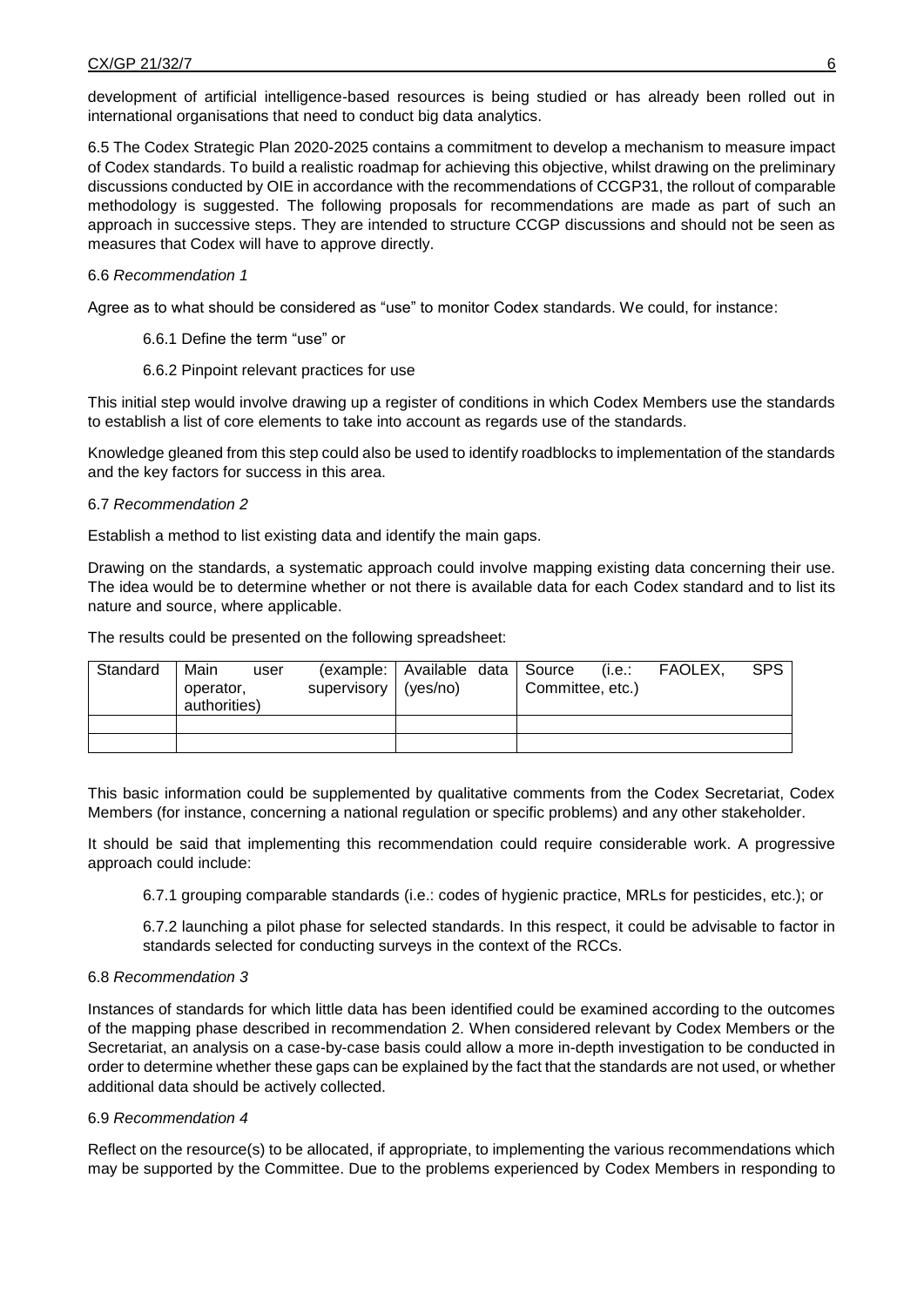development of artificial intelligence-based resources is being studied or has already been rolled out in international organisations that need to conduct big data analytics.

6.5 The Codex Strategic Plan 2020-2025 contains a commitment to develop a mechanism to measure impact of Codex standards. To build a realistic roadmap for achieving this objective, whilst drawing on the preliminary discussions conducted by OIE in accordance with the recommendations of CCGP31, the rollout of comparable methodology is suggested. The following proposals for recommendations are made as part of such an approach in successive steps. They are intended to structure CCGP discussions and should not be seen as measures that Codex will have to approve directly.

6.6 *Recommendation 1*

Agree as to what should be considered as "use" to monitor Codex standards. We could, for instance:

6.6.1 Define the term "use" or

6.6.2 Pinpoint relevant practices for use

This initial step would involve drawing up a register of conditions in which Codex Members use the standards to establish a list of core elements to take into account as regards use of the standards.

Knowledge gleaned from this step could also be used to identify roadblocks to implementation of the standards and the key factors for success in this area.

6.7 *Recommendation 2*

Establish a method to list existing data and identify the main gaps.

Drawing on the standards, a systematic approach could involve mapping existing data concerning their use. The idea would be to determine whether or not there is available data for each Codex standard and to list its nature and source, where applicable.

The results could be presented on the following spreadsheet:

| Standard | Main user (example: operator, supervisory authorities) | Available data (yes/no) | Source (i.e.: FAOLEX, SPS Committee, etc.) |
|---|---|---|---|
| | | | |
| | | | |

This basic information could be supplemented by qualitative comments from the Codex Secretariat, Codex Members (for instance, concerning a national regulation or specific problems) and any other stakeholder.

It should be said that implementing this recommendation could require considerable work. A progressive approach could include:

6.7.1 grouping comparable standards (i.e.: codes of hygienic practice, MRLs for pesticides, etc.); or

6.7.2 launching a pilot phase for selected standards. In this respect, it could be advisable to factor in standards selected for conducting surveys in the context of the RCCs.

6.8 *Recommendation 3*

Instances of standards for which little data has been identified could be examined according to the outcomes of the mapping phase described in recommendation 2. When considered relevant by Codex Members or the Secretariat, an analysis on a case-by-case basis could allow a more in-depth investigation to be conducted in order to determine whether these gaps can be explained by the fact that the standards are not used, or whether additional data should be actively collected.

6.9 *Recommendation 4*

Reflect on the resource(s) to be allocated, if appropriate, to implementing the various recommendations which may be supported by the Committee. Due to the problems experienced by Codex Members in responding to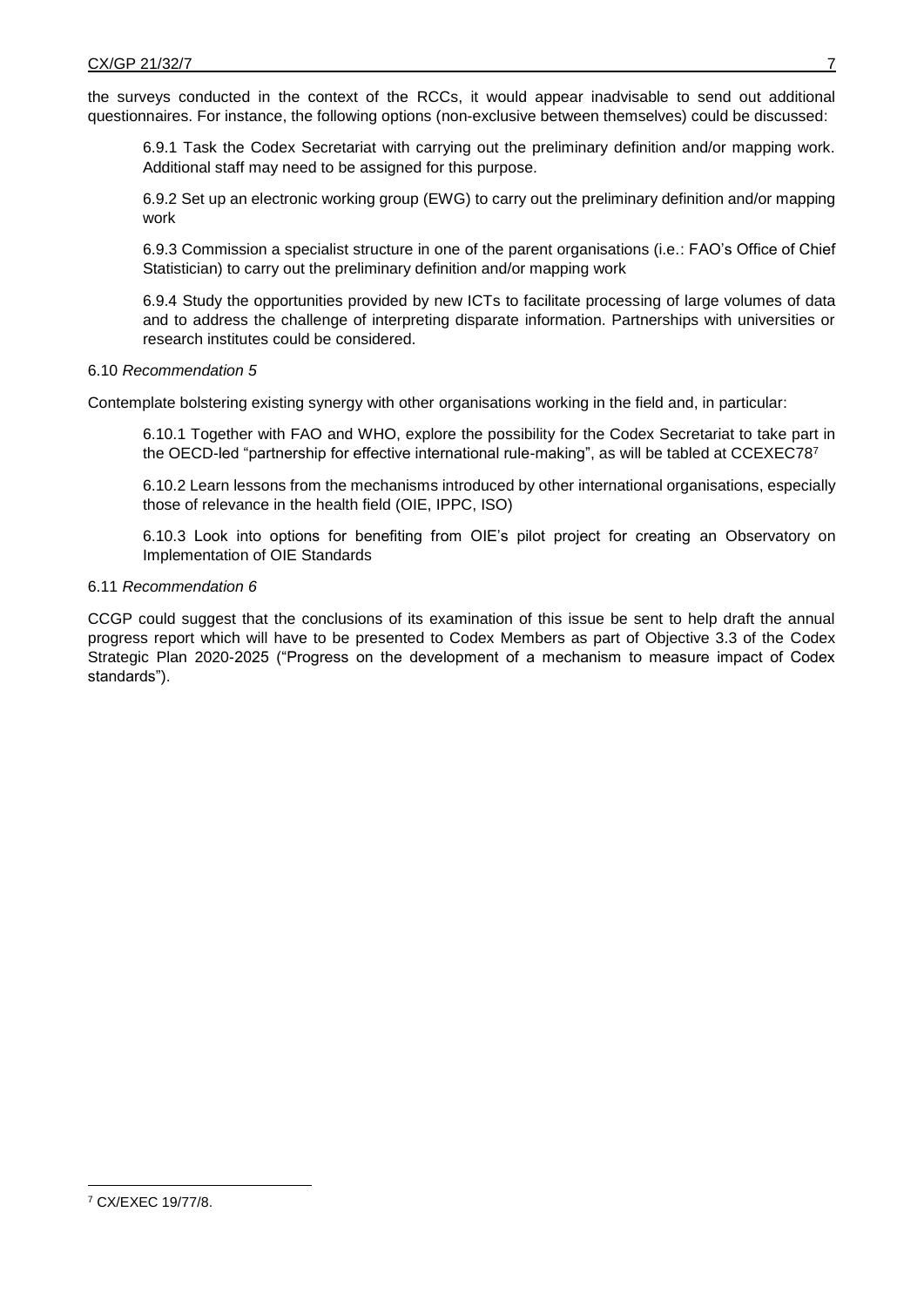the surveys conducted in the context of the RCCs, it would appear inadvisable to send out additional questionnaires. For instance, the following options (non-exclusive between themselves) could be discussed:

6.9.1 Task the Codex Secretariat with carrying out the preliminary definition and/or mapping work. Additional staff may need to be assigned for this purpose.

6.9.2 Set up an electronic working group (EWG) to carry out the preliminary definition and/or mapping work

6.9.3 Commission a specialist structure in one of the parent organisations (i.e.: FAO's Office of Chief Statistician) to carry out the preliminary definition and/or mapping work

6.9.4 Study the opportunities provided by new ICTs to facilitate processing of large volumes of data and to address the challenge of interpreting disparate information. Partnerships with universities or research institutes could be considered.

6.10 *Recommendation 5*

Contemplate bolstering existing synergy with other organisations working in the field and, in particular:

6.10.1 Together with FAO and WHO, explore the possibility for the Codex Secretariat to take part in the OECD-led "partnership for effective international rule-making", as will be tabled at CCEXEC78[7]

6.10.2 Learn lessons from the mechanisms introduced by other international organisations, especially those of relevance in the health field (OIE, IPPC, ISO)

6.10.3 Look into options for benefiting from OIE's pilot project for creating an Observatory on Implementation of OIE Standards

6.11 *Recommendation 6*

CCGP could suggest that the conclusions of its examination of this issue be sent to help draft the annual progress report which will have to be presented to Codex Members as part of Objective 3.3 of the Codex Strategic Plan 2020-2025 ("Progress on the development of a mechanism to measure impact of Codex standards").

[7] CX/EXEC 19/77/8.